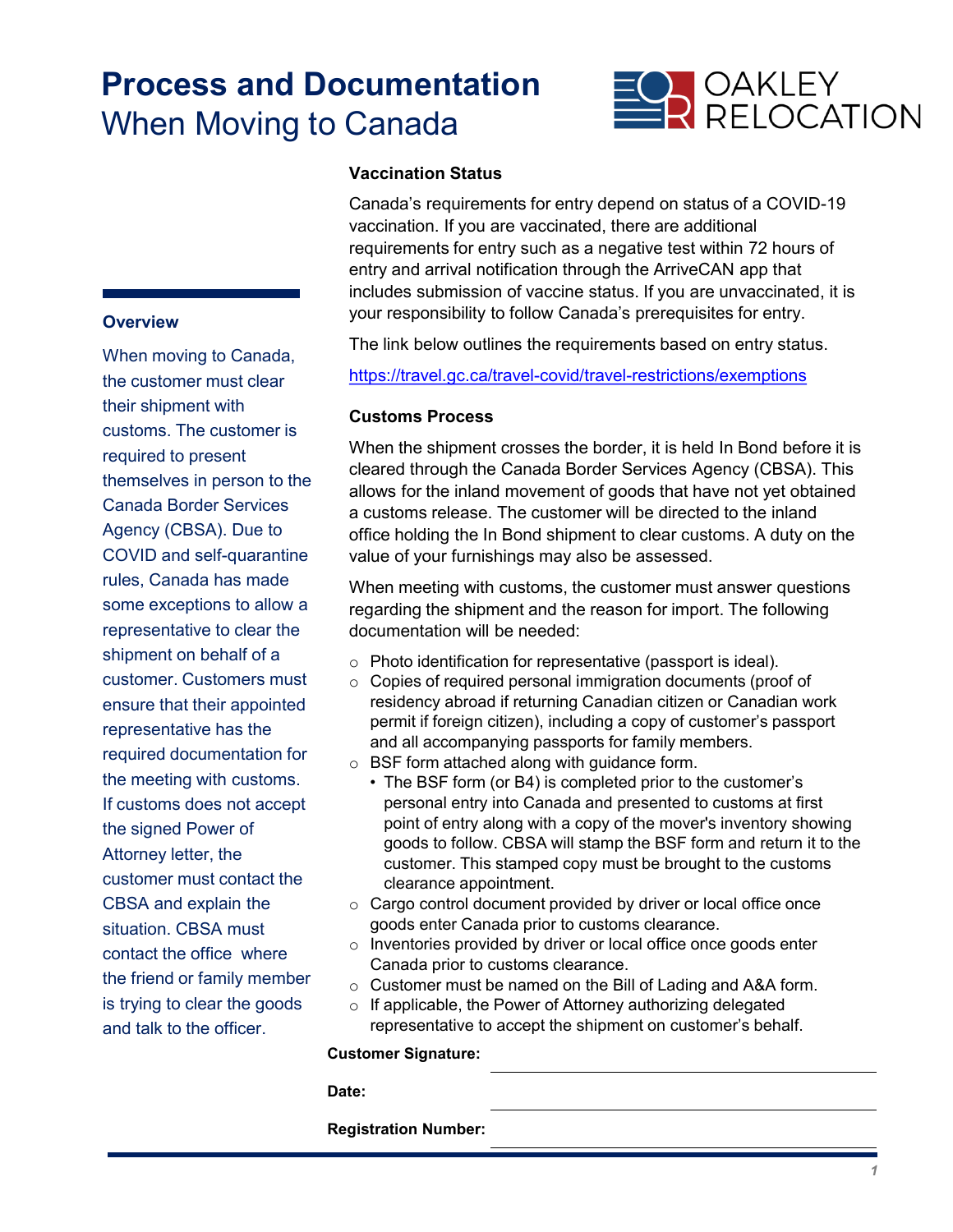# Process and Documentation
## When Moving to Canada

OAKLEY RELOCATION

### Overview

When moving to Canada, the customer must clear their shipment with customs. The customer is required to present themselves in person to the Canada Border Services Agency (CBSA). Due to COVID and self-quarantine rules, Canada has made some exceptions to allow a representative to clear the shipment on behalf of a customer. Customers must ensure that their appointed representative has the required documentation for the meeting with customs. If customs does not accept the signed Power of Attorney letter, the customer must contact the CBSA and explain the situation. CBSA must contact the office where the friend or family member is trying to clear the goods and talk to the officer.

### Vaccination Status

Canada's requirements for entry depend on status of a COVID-19 vaccination. If you are vaccinated, there are additional requirements for entry such as a negative test within 72 hours of entry and arrival notification through the ArriveCAN app that includes submission of vaccine status. If you are unvaccinated, it is your responsibility to follow Canada's prerequisites for entry.

The link below outlines the requirements based on entry status.

https://travel.gc.ca/travel-covid/travel-restrictions/exemptions

### Customs Process

When the shipment crosses the border, it is held In Bond before it is cleared through the Canada Border Services Agency (CBSA). This allows for the inland movement of goods that have not yet obtained a customs release. The customer will be directed to the inland office holding the In Bond shipment to clear customs. A duty on the value of your furnishings may also be assessed.

When meeting with customs, the customer must answer questions regarding the shipment and the reason for import. The following documentation will be needed:

- Photo identification for representative (passport is ideal).
- Copies of required personal immigration documents (proof of residency abroad if returning Canadian citizen or Canadian work permit if foreign citizen), including a copy of customer's passport and all accompanying passports for family members.
- BSF form attached along with guidance form.
  - The BSF form (or B4) is completed prior to the customer's personal entry into Canada and presented to customs at first point of entry along with a copy of the mover's inventory showing goods to follow. CBSA will stamp the BSF form and return it to the customer. This stamped copy must be brought to the customs clearance appointment.
- Cargo control document provided by driver or local office once goods enter Canada prior to customs clearance.
- Inventories provided by driver or local office once goods enter Canada prior to customs clearance.
- Customer must be named on the Bill of Lading and A&A form.
- If applicable, the Power of Attorney authorizing delegated representative to accept the shipment on customer's behalf.

**Customer Signature:** ____________________

**Date:** ____________________

**Registration Number:** ____________________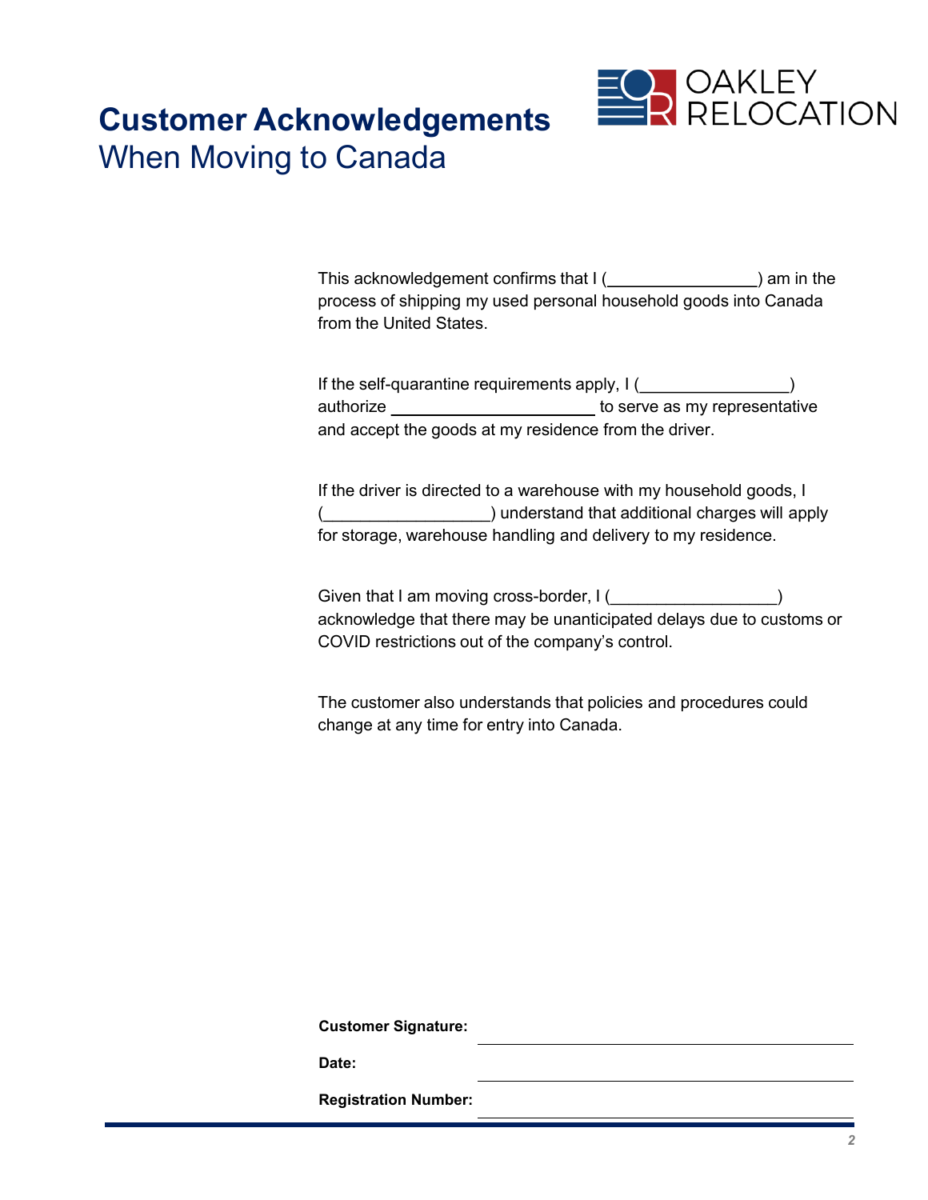# Customer Acknowledgements

## When Moving to Canada

This acknowledgement confirms that I (________________) am in the process of shipping my used personal household goods into Canada from the United States.

If the self-quarantine requirements apply, I (________________) authorize ______________________ to serve as my representative and accept the goods at my residence from the driver.

If the driver is directed to a warehouse with my household goods, I (__________________) understand that additional charges will apply for storage, warehouse handling and delivery to my residence.

Given that I am moving cross-border, I (__________________) acknowledge that there may be unanticipated delays due to customs or COVID restrictions out of the company's control.

The customer also understands that policies and procedures could change at any time for entry into Canada.

**Customer Signature:** ______________________________

**Date:** ______________________________

**Registration Number:** ______________________________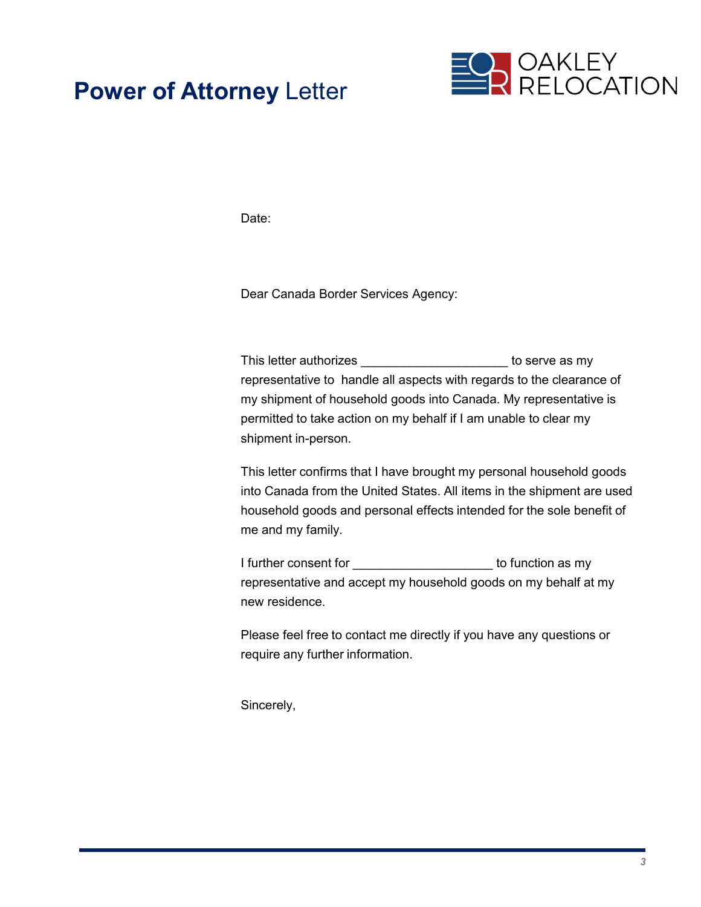# **Power of Attorney** Letter

OAKLEY RELOCATION

Date:

Dear Canada Border Services Agency:

This letter authorizes ____________________ to serve as my representative to handle all aspects with regards to the clearance of my shipment of household goods into Canada. My representative is permitted to take action on my behalf if I am unable to clear my shipment in-person.

This letter confirms that I have brought my personal household goods into Canada from the United States. All items in the shipment are used household goods and personal effects intended for the sole benefit of me and my family.

I further consent for ___________________ to function as my representative and accept my household goods on my behalf at my new residence.

Please feel free to contact me directly if you have any questions or require any further information.

Sincerely,